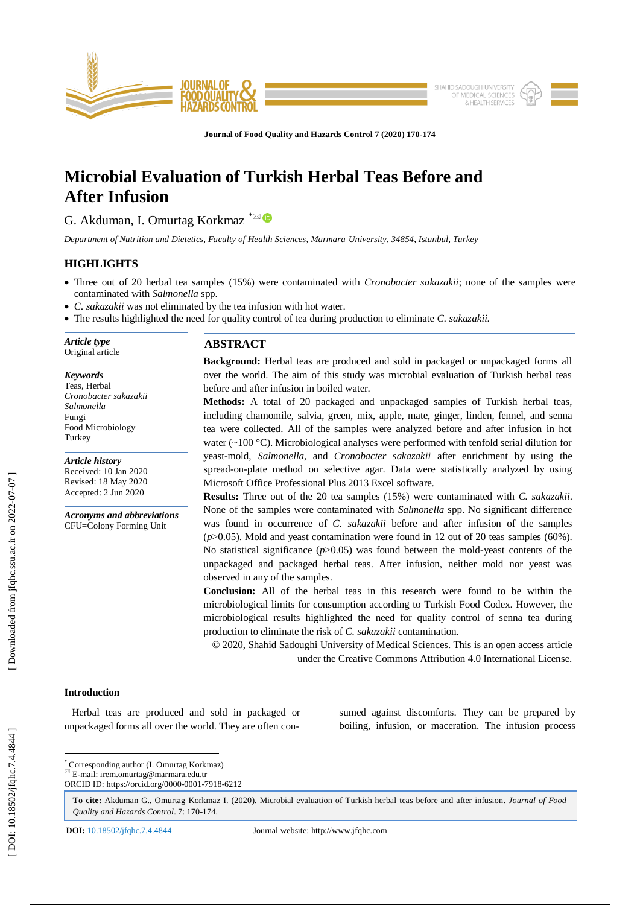# Microbial Evaluation of Turkish Herbal Teas Before and After Infusion

G. Akduman, I. Omurtag Korkmaz *

*Department of Nutrition and Dietetics, Faculty of Health Sciences, Marmara University, 34854, Istanbul, Turkey*

## HIGHLIGHTS

- Three out of 20 herbal tea samples (15%) were contaminated with *Cronobacter sakazakii*; none of the samples were contaminated with *Salmonella* spp.
- *C. sakazakii* was not eliminated by the tea infusion with hot water.
- The results highlighted the need for quality control of tea during production to eliminate *C. sakazakii.*

***Article type***
Original article

***Keywords***
Teas, Herbal
*Cronobacter sakazakii*
*Salmonella*
Fungi
Food Microbiology
Turkey

***Article history***
Received: 10 Jan 2020
Revised: 18 May 2020
Accepted: 2 Jun 2020

***Acronyms and abbreviations***
CFU=Colony Forming Unit

## ABSTRACT

**Background:** Herbal teas are produced and sold in packaged or unpackaged forms all over the world. The aim of this study was microbial evaluation of Turkish herbal teas before and after infusion in boiled water.

**Methods:** A total of 20 packaged and unpackaged samples of Turkish herbal teas, including chamomile, salvia, green, mix, apple, mate, ginger, linden, fennel, and senna tea were collected. All of the samples were analyzed before and after infusion in hot water (~100 °C). Microbiological analyses were performed with tenfold serial dilution for yeast-mold, *Salmonella*, and *Cronobacter sakazakii* after enrichment by using the spread-on-plate method on selective agar. Data were statistically analyzed by using Microsoft Office Professional Plus 2013 Excel software.

**Results:** Three out of the 20 tea samples (15%) were contaminated with *C. sakazakii*. None of the samples were contaminated with *Salmonella* spp. No significant difference was found in occurrence of *C. sakazakii* before and after infusion of the samples ($p$>0.05). Mold and yeast contamination were found in 12 out of 20 teas samples (60%). No statistical significance ($p$>0.05) was found between the mold-yeast contents of the unpackaged and packaged herbal teas. After infusion, neither mold nor yeast was observed in any of the samples.

**Conclusion:** All of the herbal teas in this research were found to be within the microbiological limits for consumption according to Turkish Food Codex. However, the microbiological results highlighted the need for quality control of senna tea during production to eliminate the risk of *C. sakazakii* contamination.

© 2020, Shahid Sadoughi University of Medical Sciences. This is an open access article under the Creative Commons Attribution 4.0 International License.

### Introduction

Herbal teas are produced and sold in packaged or unpackaged forms all over the world. They are often consumed against discomforts. They can be prepared by boiling, infusion, or maceration. The infusion process

---

* Corresponding author (I. Omurtag Korkmaz)
E-mail: irem.omurtag@marmara.edu.tr
ORCID ID: https://orcid.org/0000-0001-7918-6212

**To cite:** Akduman G., Omurtag Korkmaz I. (2020). Microbial evaluation of Turkish herbal teas before and after infusion. *Journal of Food Quality and Hazards Control*. 7: 170-174.

**DOI:** 10.18502/jfqhc.7.4.4844 Journal website: http://www.jfqhc.com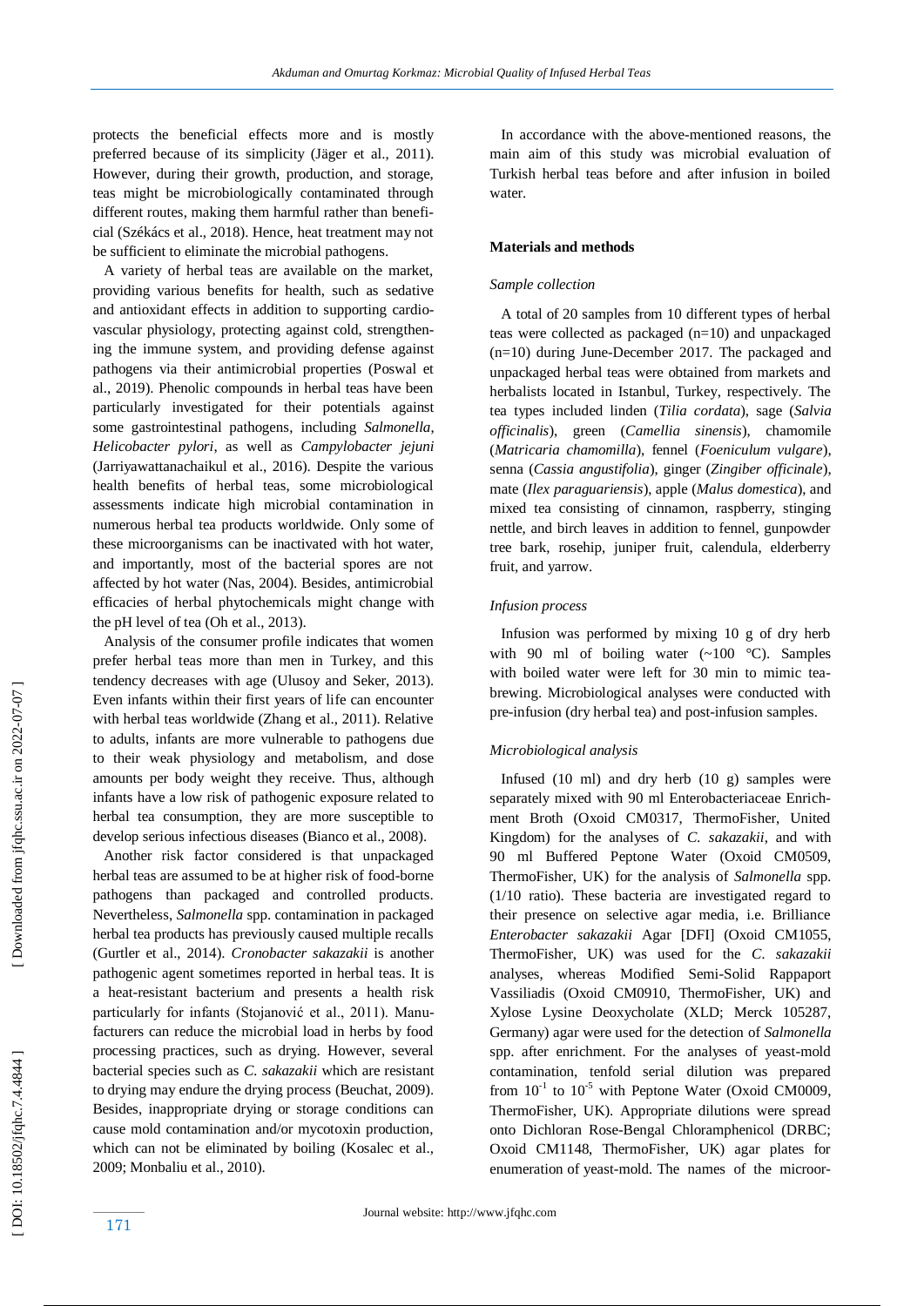protects the beneficial effects more and is mostly preferred because of its simplicity (Jäger et al., 2011). However, during their growth, production, and storage, teas might be microbiologically contaminated through different routes, making them harmful rather than beneficial (Székács et al., 2018). Hence, heat treatment may not be sufficient to eliminate the microbial pathogens.

A variety of herbal teas are available on the market, providing various benefits for health, such as sedative and antioxidant effects in addition to supporting cardiovascular physiology, protecting against cold, strengthening the immune system, and providing defense against pathogens via their antimicrobial properties (Poswal et al., 2019). Phenolic compounds in herbal teas have been particularly investigated for their potentials against some gastrointestinal pathogens, including *Salmonella*, *Helicobacter pylori*, as well as *Campylobacter jejuni* (Jarriyawattanachaikul et al., 2016). Despite the various health benefits of herbal teas, some microbiological assessments indicate high microbial contamination in numerous herbal tea products worldwide. Only some of these microorganisms can be inactivated with hot water, and importantly, most of the bacterial spores are not affected by hot water (Nas, 2004). Besides, antimicrobial efficacies of herbal phytochemicals might change with the pH level of tea (Oh et al., 2013).

Analysis of the consumer profile indicates that women prefer herbal teas more than men in Turkey, and this tendency decreases with age (Ulusoy and Seker, 2013). Even infants within their first years of life can encounter with herbal teas worldwide (Zhang et al., 2011). Relative to adults, infants are more vulnerable to pathogens due to their weak physiology and metabolism, and dose amounts per body weight they receive. Thus, although infants have a low risk of pathogenic exposure related to herbal tea consumption, they are more susceptible to develop serious infectious diseases (Bianco et al., 2008).

Another risk factor considered is that unpackaged herbal teas are assumed to be at higher risk of food-borne pathogens than packaged and controlled products. Nevertheless, *Salmonella* spp. contamination in packaged herbal tea products has previously caused multiple recalls (Gurtler et al., 2014). *Cronobacter sakazakii* is another pathogenic agent sometimes reported in herbal teas. It is a heat-resistant bacterium and presents a health risk particularly for infants (Stojanović et al., 2011). Manufacturers can reduce the microbial load in herbs by food processing practices, such as drying. However, several bacterial species such as *C. sakazakii* which are resistant to drying may endure the drying process (Beuchat, 2009). Besides, inappropriate drying or storage conditions can cause mold contamination and/or mycotoxin production, which can not be eliminated by boiling (Kosalec et al., 2009; Monbaliu et al., 2010).

In accordance with the above-mentioned reasons, the main aim of this study was microbial evaluation of Turkish herbal teas before and after infusion in boiled water.

## Materials and methods

### Sample collection

A total of 20 samples from 10 different types of herbal teas were collected as packaged (n=10) and unpackaged (n=10) during June-December 2017. The packaged and unpackaged herbal teas were obtained from markets and herbalists located in Istanbul, Turkey, respectively. The tea types included linden (*Tilia cordata*), sage (*Salvia officinalis*), green (*Camellia sinensis*), chamomile (*Matricaria chamomilla*), fennel (*Foeniculum vulgare*), senna (*Cassia angustifolia*), ginger (*Zingiber officinale*), mate (*Ilex paraguariensis*), apple (*Malus domestica*), and mixed tea consisting of cinnamon, raspberry, stinging nettle, and birch leaves in addition to fennel, gunpowder tree bark, rosehip, juniper fruit, calendula, elderberry fruit, and yarrow.

### Infusion process

Infusion was performed by mixing 10 g of dry herb with 90 ml of boiling water (~100 °C). Samples with boiled water were left for 30 min to mimic tea-brewing. Microbiological analyses were conducted with pre-infusion (dry herbal tea) and post-infusion samples.

### Microbiological analysis

Infused (10 ml) and dry herb (10 g) samples were separately mixed with 90 ml Enterobacteriaceae Enrichment Broth (Oxoid CM0317, ThermoFisher, United Kingdom) for the analyses of *C. sakazakii*, and with 90 ml Buffered Peptone Water (Oxoid CM0509, ThermoFisher, UK) for the analysis of *Salmonella* spp. (1/10 ratio). These bacteria are investigated regard to their presence on selective agar media, i.e. Brilliance *Enterobacter sakazakii* Agar [DFI] (Oxoid CM1055, ThermoFisher, UK) was used for the *C. sakazakii* analyses, whereas Modified Semi-Solid Rappaport Vassiliadis (Oxoid CM0910, ThermoFisher, UK) and Xylose Lysine Deoxycholate (XLD; Merck 105287, Germany) agar were used for the detection of *Salmonella* spp. after enrichment. For the analyses of yeast-mold contamination, tenfold serial dilution was prepared from $10^{-1}$ to $10^{-5}$ with Peptone Water (Oxoid CM0009, ThermoFisher, UK). Appropriate dilutions were spread onto Dichloran Rose-Bengal Chloramphenicol (DRBC; Oxoid CM1148, ThermoFisher, UK) agar plates for enumeration of yeast-mold. The names of the microor-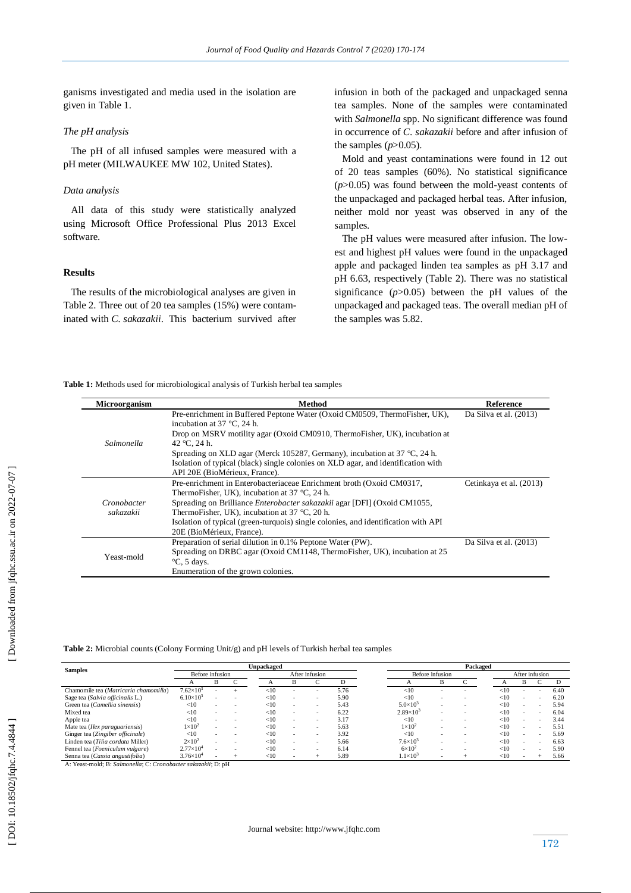ganisms investigated and media used in the isolation are given in Table 1.

### *The pH analysis*

The pH of all infused samples were measured with a pH meter (MILWAUKEE MW 102, United States).

### *Data analysis*

All data of this study were statistically analyzed using Microsoft Office Professional Plus 2013 Excel software.

## Results

The results of the microbiological analyses are given in Table 2. Three out of 20 tea samples (15%) were contaminated with *C. sakazakii*. This bacterium survived after infusion in both of the packaged and unpackaged senna tea samples. None of the samples were contaminated with *Salmonella* spp. No significant difference was found in occurrence of *C. sakazakii* before and after infusion of the samples ($p$>0.05).

Mold and yeast contaminations were found in 12 out of 20 teas samples (60%). No statistical significance ($p$>0.05) was found between the mold-yeast contents of the unpackaged and packaged herbal teas. After infusion, neither mold nor yeast was observed in any of the samples.

The pH values were measured after infusion. The lowest and highest pH values were found in the unpackaged apple and packaged linden tea samples as pH 3.17 and pH 6.63, respectively (Table 2). There was no statistical significance ($p$>0.05) between the pH values of the unpackaged and packaged teas. The overall median pH of the samples was 5.82.

**Table 1:** Methods used for microbiological analysis of Turkish herbal tea samples

| Microorganism | Method | Reference |
|---|---|---|
| *Salmonella* | Pre-enrichment in Buffered Peptone Water (Oxoid CM0509, ThermoFisher, UK), incubation at 37 °C, 24 h. Drop on MSRV motility agar (Oxoid CM0910, ThermoFisher, UK), incubation at 42 °C, 24 h. Spreading on XLD agar (Merck 105287, Germany), incubation at 37 °C, 24 h. Isolation of typical (black) single colonies on XLD agar, and identification with API 20E (BioMérieux, France). | Da Silva et al. (2013) |
| *Cronobacter sakazakii* | Pre-enrichment in Enterobacteriaceae Enrichment broth (Oxoid CM0317, ThermoFisher, UK), incubation at 37 °C, 24 h. Spreading on Brilliance *Enterobacter sakazakii* agar [DFI] (Oxoid CM1055, ThermoFisher, UK), incubation at 37 °C, 20 h. Isolation of typical (green-turquois) single colonies, and identification with API 20E (BioMérieux, France). | Cetinkaya et al. (2013) |
| Yeast-mold | Preparation of serial dilution in 0.1% Peptone Water (PW). Spreading on DRBC agar (Oxoid CM1148, ThermoFisher, UK), incubation at 25 °C, 5 days. Enumeration of the grown colonies. | Da Silva et al. (2013) |

**Table 2:** Microbial counts (Colony Forming Unit/g) and pH levels of Turkish herbal tea samples

| Samples | Unpackaged | | | | | | | Packaged | | | | | | |
|---|---|---|---|---|---|---|---|---|---|---|---|---|---|---|
| | Before infusion | | | After infusion | | | | Before infusion | | | After infusion | | | |
| | A | B | C | A | B | C | D | A | B | C | A | B | C | D |
| Chamomile tea (*Matricaria chamomilla*) | $7.62\times10^3$ | - | + | <10 | - | - | 5.76 | <10 | - | - | <10 | - | - | 6.40 |
| Sage tea (*Salvia officinalis* L.) | $6.10\times10^3$ | - | - | <10 | - | - | 5.90 | <10 | - | - | <10 | - | - | 6.20 |
| Green tea (*Camellia sinensis*) | <10 | - | - | <10 | - | - | 5.43 | $5.0\times10^3$ | - | - | <10 | - | - | 5.94 |
| Mixed tea | <10 | - | - | <10 | - | - | 6.22 | $2.89\times10^3$ | - | - | <10 | - | - | 6.04 |
| Apple tea | <10 | - | - | <10 | - | - | 3.17 | <10 | - | - | <10 | - | - | 3.44 |
| Mate tea (*Ilex paraguariensis*) | $1\times10^2$ | - | - | <10 | - | - | 5.63 | $1\times10^2$ | - | - | <10 | - | - | 5.51 |
| Ginger tea (*Zingiber officinale*) | <10 | - | - | <10 | - | - | 3.92 | <10 | - | - | <10 | - | - | 5.69 |
| Linden tea (*Tilia cordata* Miller) | $2\times10^2$ | - | - | <10 | - | - | 5.66 | $7.6\times10^3$ | - | - | <10 | - | - | 6.63 |
| Fennel tea (*Foeniculum vulgare*) | $2.77\times10^4$ | - | - | <10 | - | - | 6.14 | $6\times10^2$ | - | - | <10 | - | - | 5.90 |
| Senna tea (*Cassia angustifolia*) | $3.76\times10^4$ | - | + | <10 | - | + | 5.89 | $1.1\times10^3$ | - | + | <10 | - | + | 5.66 |

A: Yeast-mold; B: *Salmonella*; C: *Cronobacter sakazakii*; D: pH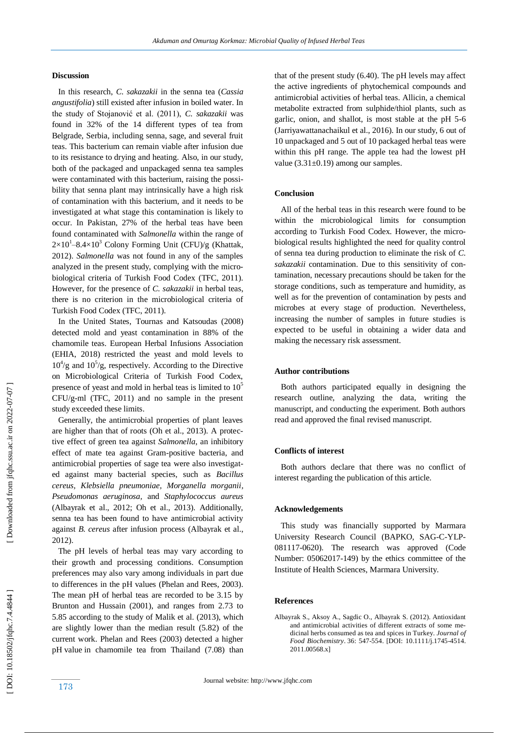### Discussion

In this research, *C. sakazakii* in the senna tea (*Cassia angustifolia*) still existed after infusion in boiled water. In the study of Stojanović et al. (2011), *C. sakazakii* was found in 32% of the 14 different types of tea from Belgrade, Serbia, including senna, sage, and several fruit teas. This bacterium can remain viable after infusion due to its resistance to drying and heating. Also, in our study, both of the packaged and unpackaged senna tea samples were contaminated with this bacterium, raising the possibility that senna plant may intrinsically have a high risk of contamination with this bacterium, and it needs to be investigated at what stage this contamination is likely to occur. In Pakistan, 27% of the herbal teas have been found contaminated with *Salmonella* within the range of $2\times10^1$–$8.4\times10^3$ Colony Forming Unit (CFU)/g (Khattak, 2012). *Salmonella* was not found in any of the samples analyzed in the present study, complying with the microbiological criteria of Turkish Food Codex (TFC, 2011). However, for the presence of *C. sakazakii* in herbal teas, there is no criterion in the microbiological criteria of Turkish Food Codex (TFC, 2011).

In the United States, Tournas and Katsoudas (2008) detected mold and yeast contamination in 88% of the chamomile teas. European Herbal Infusions Association (EHIA, 2018) restricted the yeast and mold levels to $10^4$/g and $10^5$/g, respectively. According to the Directive on Microbiological Criteria of Turkish Food Codex, presence of yeast and mold in herbal teas is limited to $10^5$ CFU/g-ml (TFC, 2011) and no sample in the present study exceeded these limits.

Generally, the antimicrobial properties of plant leaves are higher than that of roots (Oh et al., 2013). A protective effect of green tea against *Salmonella*, an inhibitory effect of mate tea against Gram-positive bacteria, and antimicrobial properties of sage tea were also investigated against many bacterial species, such as *Bacillus cereus, Klebsiella pneumoniae*, *Morganella morganii, Pseudomonas aeruginosa,* and *Staphylococcus aureus* (Albayrak et al., 2012; Oh et al., 2013). Additionally, senna tea has been found to have antimicrobial activity against *B. cereus* after infusion process (Albayrak et al., 2012).

The pH levels of herbal teas may vary according to their growth and processing conditions. Consumption preferences may also vary among individuals in part due to differences in the pH values (Phelan and Rees, 2003). The mean pH of herbal teas are recorded to be 3.15 by Brunton and Hussain (2001), and ranges from 2.73 to 5.85 according to the study of Malik et al. (2013), which are slightly lower than the median result (5.82) of the current work. Phelan and Rees (2003) detected a higher pH value in chamomile tea from Thailand (7.08) than that of the present study (6.40). The pH levels may affect the active ingredients of phytochemical compounds and antimicrobial activities of herbal teas. Allicin, a chemical metabolite extracted from sulphide/thiol plants, such as garlic, onion, and shallot, is most stable at the pH 5-6 (Jarriyawattanachaikul et al., 2016). In our study, 6 out of 10 unpackaged and 5 out of 10 packaged herbal teas were within this pH range. The apple tea had the lowest pH value ($3.31\pm0.19$) among our samples.

### Conclusion

All of the herbal teas in this research were found to be within the microbiological limits for consumption according to Turkish Food Codex. However, the microbiological results highlighted the need for quality control of senna tea during production to eliminate the risk of *C. sakazakii* contamination. Due to this sensitivity of contamination, necessary precautions should be taken for the storage conditions, such as temperature and humidity, as well as for the prevention of contamination by pests and microbes at every stage of production. Nevertheless, increasing the number of samples in future studies is expected to be useful in obtaining a wider data and making the necessary risk assessment.

### Author contributions

Both authors participated equally in designing the research outline, analyzing the data, writing the manuscript, and conducting the experiment. Both authors read and approved the final revised manuscript.

### Conflicts of interest

Both authors declare that there was no conflict of interest regarding the publication of this article.

### Acknowledgements

This study was financially supported by Marmara University Research Council (BAPKO, SAG-C-YLP-081117-0620). The research was approved (Code Number: 05062017-149) by the ethics committee of the Institute of Health Sciences, Marmara University.

### References

Albayrak S., Aksoy A., Sagdic O., Albayrak S. (2012). Antioxidant and antimicrobial activities of different extracts of some medicinal herbs consumed as tea and spices in Turkey. *Journal of Food Biochemistry*. 36: 547-554. [DOI: 10.1111/j.1745-4514.2011.00568.x]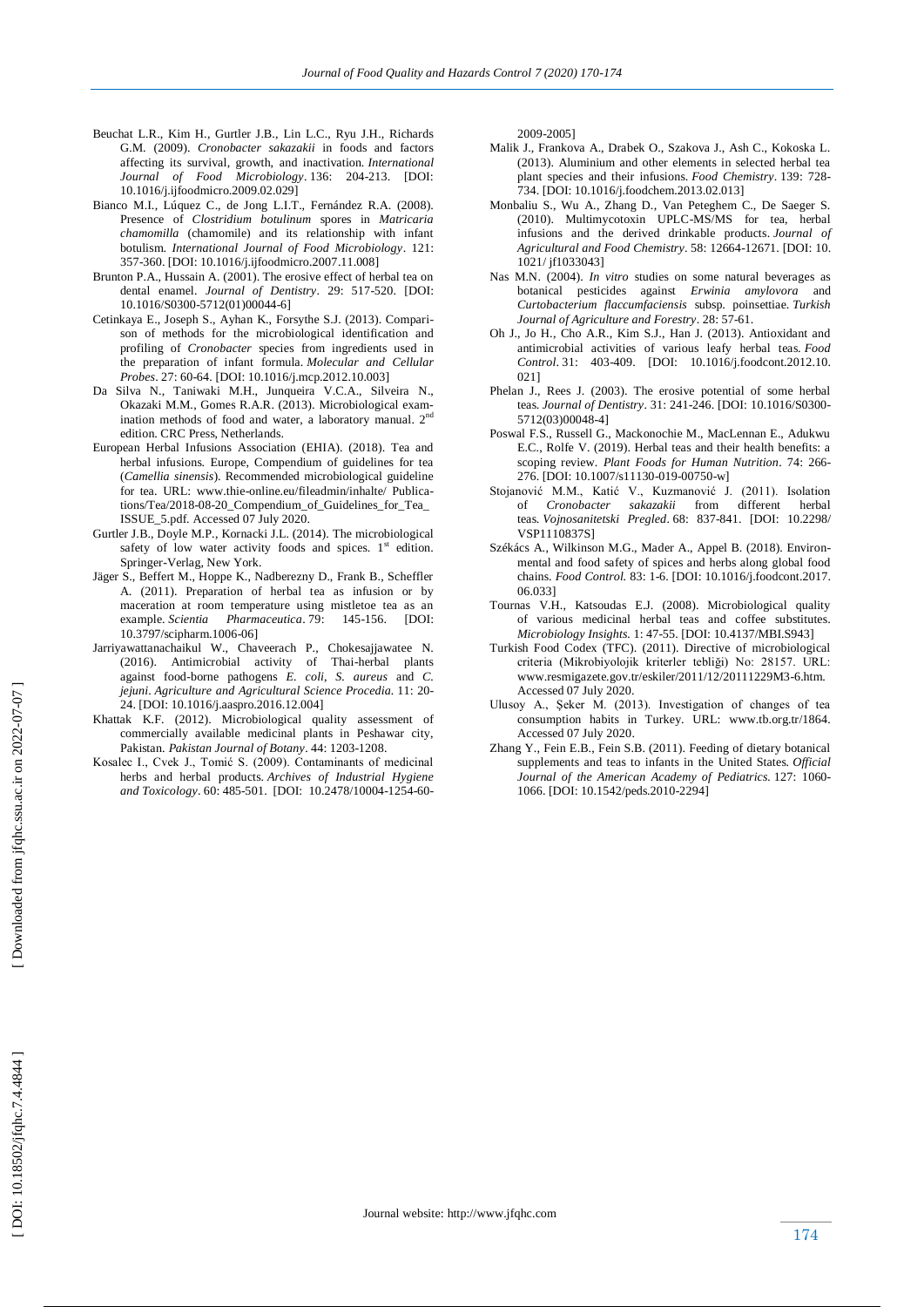Beuchat L.R., Kim H., Gurtler J.B., Lin L.C., Ryu J.H., Richards G.M. (2009). *Cronobacter sakazakii* in foods and factors affecting its survival, growth, and inactivation. *International Journal of Food Microbiology*. 136: 204-213. [DOI: 10.1016/j.ijfoodmicro.2009.02.029]

Bianco M.I., Lúquez C., de Jong L.I.T., Fernández R.A. (2008). Presence of *Clostridium botulinum* spores in *Matricaria chamomilla* (chamomile) and its relationship with infant botulism. *International Journal of Food Microbiology*. 121: 357-360. [DOI: 10.1016/j.ijfoodmicro.2007.11.008]

Brunton P.A., Hussain A. (2001). The erosive effect of herbal tea on dental enamel. *Journal of Dentistry*. 29: 517-520. [DOI: 10.1016/S0300-5712(01)00044-6]

Cetinkaya E., Joseph S., Ayhan K., Forsythe S.J. (2013). Comparison of methods for the microbiological identification and profiling of *Cronobacter* species from ingredients used in the preparation of infant formula. *Molecular and Cellular Probes*. 27: 60-64. [DOI: 10.1016/j.mcp.2012.10.003]

Da Silva N., Taniwaki M.H., Junqueira V.C.A., Silveira N., Okazaki M.M., Gomes R.A.R. (2013). Microbiological examination methods of food and water, a laboratory manual. 2nd edition. CRC Press, Netherlands.

European Herbal Infusions Association (EHIA). (2018). Tea and herbal infusions. Europe, Compendium of guidelines for tea (*Camellia sinensis*). Recommended microbiological guideline for tea. URL: www.thie-online.eu/fileadmin/inhalte/ Publications/Tea/2018-08-20_Compendium_of_Guidelines_for_Tea_ ISSUE_5.pdf. Accessed 07 July 2020.

Gurtler J.B., Doyle M.P., Kornacki J.L. (2014). The microbiological safety of low water activity foods and spices. 1st edition. Springer-Verlag, New York.

Jäger S., Beffert M., Hoppe K., Nadberezny D., Frank B., Scheffler A. (2011). Preparation of herbal tea as infusion or by maceration at room temperature using mistletoe tea as an example. *Scientia Pharmaceutica*. 79: 145-156. [DOI: 10.3797/scipharm.1006-06]

Jarriyawattanachaikul W., Chaveerach P., Chokesajjawatee N. (2016). Antimicrobial activity of Thai-herbal plants against food-borne pathogens *E. coli*, *S. aureus* and *C. jejuni*. *Agriculture and Agricultural Science Procedia*. 11: 20-24. [DOI: 10.1016/j.aaspro.2016.12.004]

Khattak K.F. (2012). Microbiological quality assessment of commercially available medicinal plants in Peshawar city, Pakistan. *Pakistan Journal of Botany*. 44: 1203-1208.

Kosalec I., Cvek J., Tomić S. (2009). Contaminants of medicinal herbs and herbal products. *Archives of Industrial Hygiene and Toxicology*. 60: 485-501. [DOI: 10.2478/10004-1254-60-2009-2005]

Malik J., Frankova A., Drabek O., Szakova J., Ash C., Kokoska L. (2013). Aluminium and other elements in selected herbal tea plant species and their infusions. *Food Chemistry*. 139: 728-734. [DOI: 10.1016/j.foodchem.2013.02.013]

Monbaliu S., Wu A., Zhang D., Van Peteghem C., De Saeger S. (2010). Multimycotoxin UPLC-MS/MS for tea, herbal infusions and the derived drinkable products. *Journal of Agricultural and Food Chemistry*. 58: 12664-12671. [DOI: 10. 1021/ jf1033043]

Nas M.N. (2004). *In vitro* studies on some natural beverages as botanical pesticides against *Erwinia amylovora* and *Curtobacterium flaccumfaciensis* subsp. poinsettiae. *Turkish Journal of Agriculture and Forestry*. 28: 57-61.

Oh J., Jo H., Cho A.R., Kim S.J., Han J. (2013). Antioxidant and antimicrobial activities of various leafy herbal teas. *Food Control*. 31: 403-409. [DOI: 10.1016/j.foodcont.2012.10.021]

Phelan J., Rees J. (2003). The erosive potential of some herbal teas. *Journal of Dentistry*. 31: 241-246. [DOI: 10.1016/S0300-5712(03)00048-4]

Poswal F.S., Russell G., Mackonochie M., MacLennan E., Adukwu E.C., Rolfe V. (2019). Herbal teas and their health benefits: a scoping review. *Plant Foods for Human Nutrition*. 74: 266-276. [DOI: 10.1007/s11130-019-00750-w]

Stojanović M.M., Katić V., Kuzmanović J. (2011). Isolation of *Cronobacter sakazakii* from different herbal teas. *Vojnosanitetski Pregled*. 68: 837-841. [DOI: 10.2298/ VSP1110837S]

Székács A., Wilkinson M.G., Mader A., Appel B. (2018). Environmental and food safety of spices and herbs along global food chains. *Food Control*. 83: 1-6. [DOI: 10.1016/j.foodcont.2017. 06.033]

Tournas V.H., Katsoudas E.J. (2008). Microbiological quality of various medicinal herbal teas and coffee substitutes. *Microbiology Insights*. 1: 47-55. [DOI: 10.4137/MBI.S943]

Turkish Food Codex (TFC). (2011). Directive of microbiological criteria (Mikrobiyolojik kriterler tebliği) No: 28157. URL: www.resmigazete.gov.tr/eskiler/2011/12/20111229M3-6.htm. Accessed 07 July 2020.

Ulusoy A., Şeker M. (2013). Investigation of changes of tea consumption habits in Turkey. URL: www.tb.org.tr/1864. Accessed 07 July 2020.

Zhang Y., Fein E.B., Fein S.B. (2011). Feeding of dietary botanical supplements and teas to infants in the United States. *Official Journal of the American Academy of Pediatrics*. 127: 1060-1066. [DOI: 10.1542/peds.2010-2294]